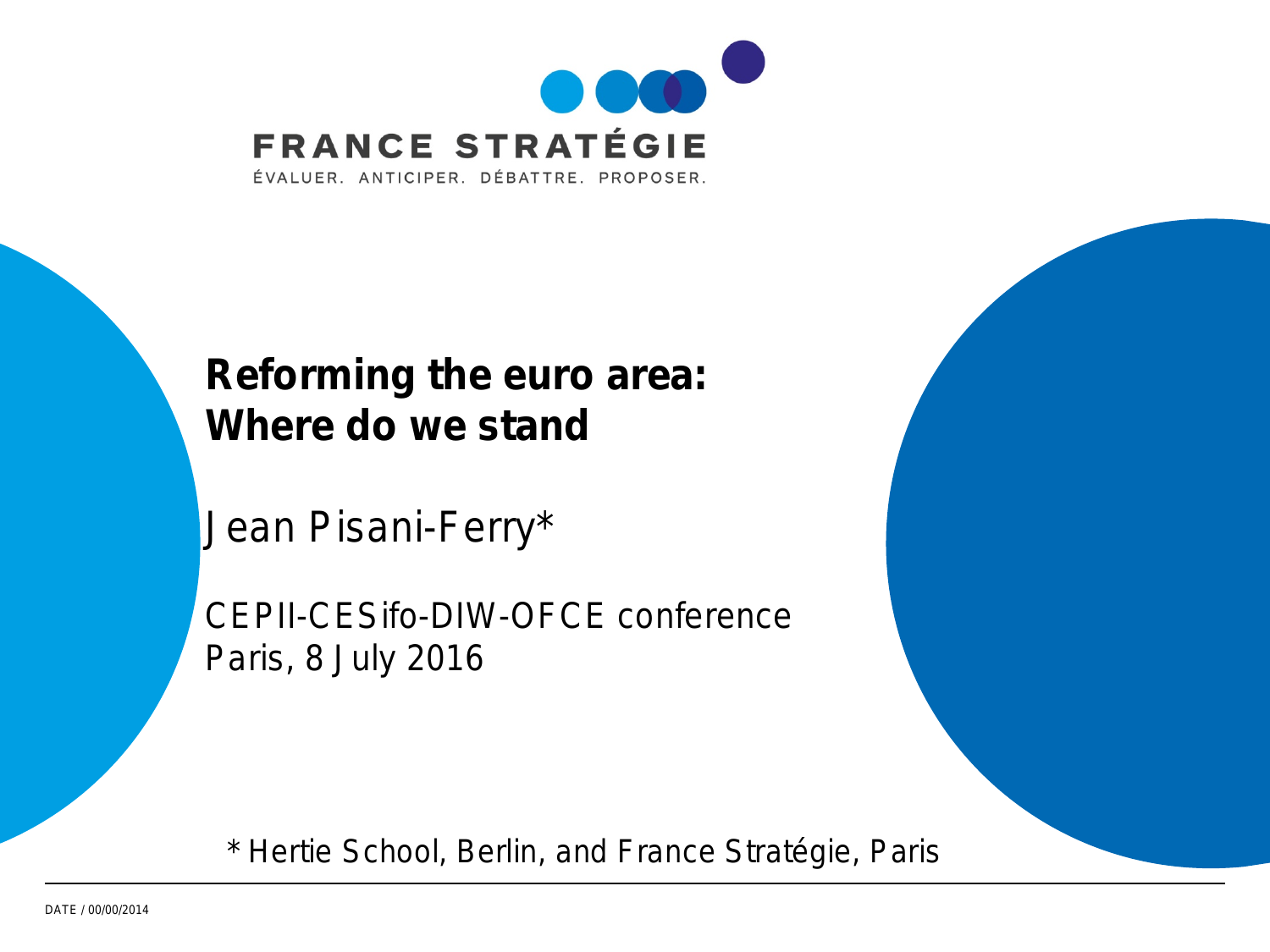FRANCE STRATÉGIE

ÉVALUER. ANTICIPER. DÉBATTRE. PROPOSER.

# Reforming the euro area: Where do we stand

Jean Pisani-Ferry*

CEPII-CESifo-DIW-OFCE conference
Paris, 8 July 2016

* Hertie School, Berlin, and France Stratégie, Paris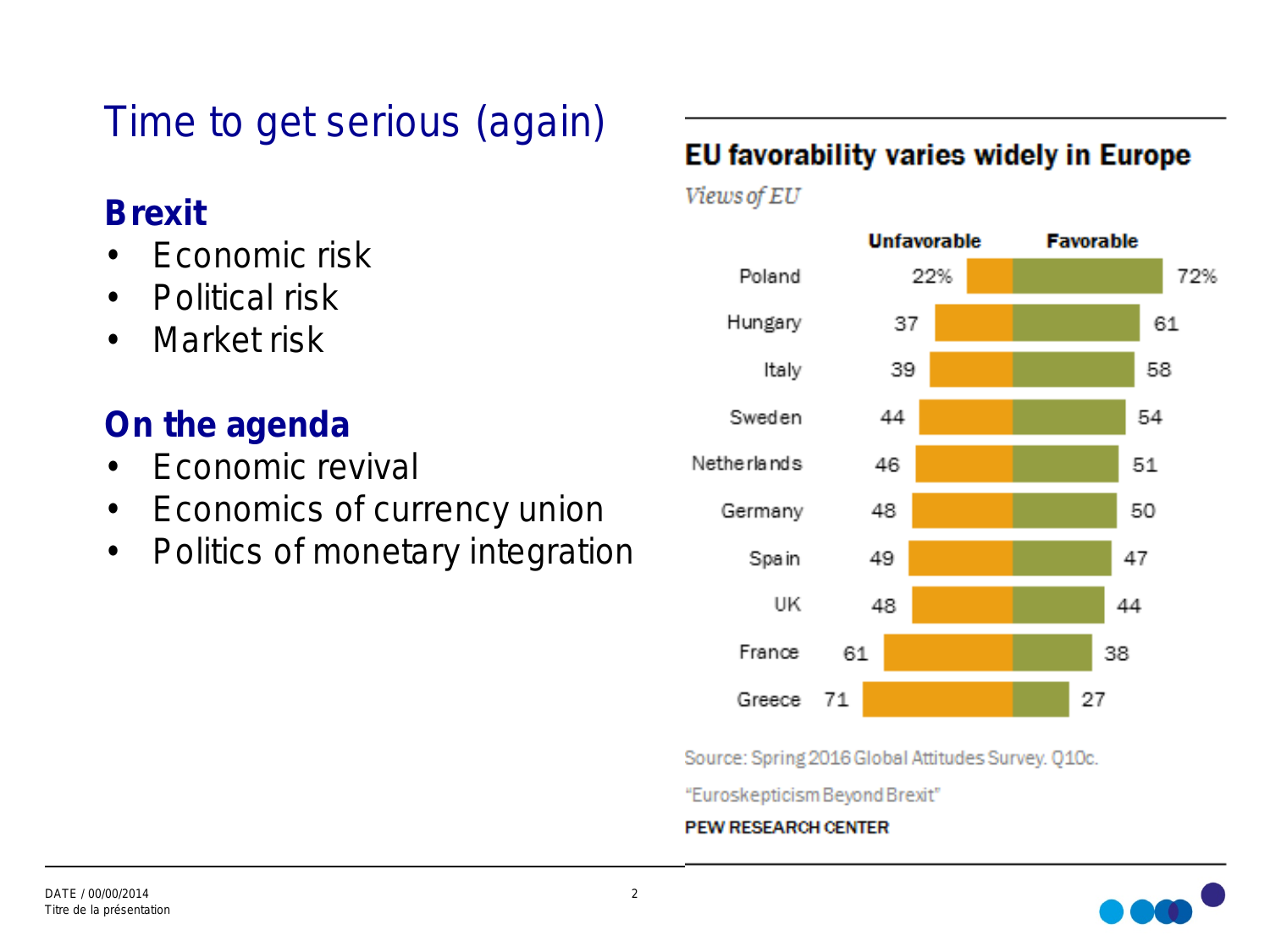# Time to get serious (again)

### Brexit

- Economic risk
- Political risk
- Market risk

### On the agenda

- Economic revival
- Economics of currency union
- Politics of monetary integration

**EU favorability varies widely in Europe**

*Views of EU*

| | Unfavorable | Favorable |
|---|---|---|
| Poland | 22% | 72% |
| Hungary | 37 | 61 |
| Italy | 39 | 58 |
| Sweden | 44 | 54 |
| Netherlands | 46 | 51 |
| Germany | 48 | 50 |
| Spain | 49 | 47 |
| UK | 48 | 44 |
| France | 61 | 38 |
| Greece | 71 | 27 |

Source: Spring 2016 Global Attitudes Survey. Q10c.

"Euroskepticism Beyond Brexit"

**PEW RESEARCH CENTER**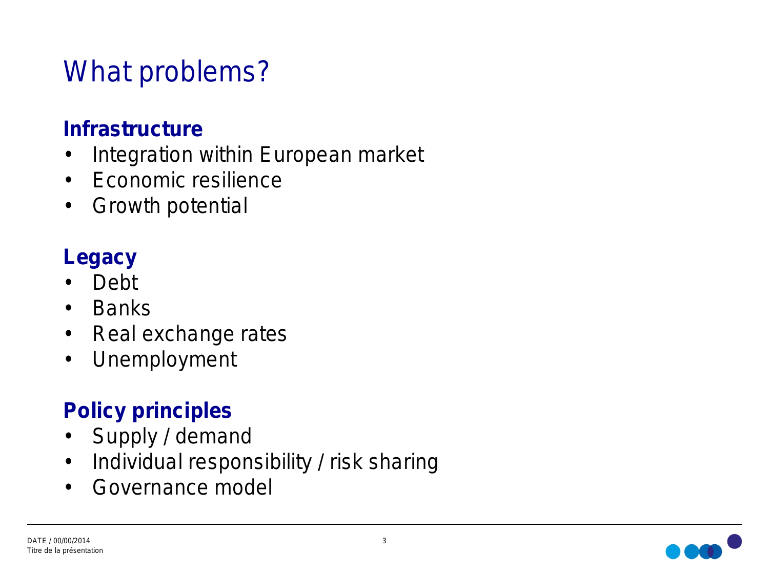# What problems?

**Infrastructure**

- Integration within European market
- Economic resilience
- Growth potential

**Legacy**

- Debt
- Banks
- Real exchange rates
- Unemployment

**Policy principles**

- Supply / demand
- Individual responsibility / risk sharing
- Governance model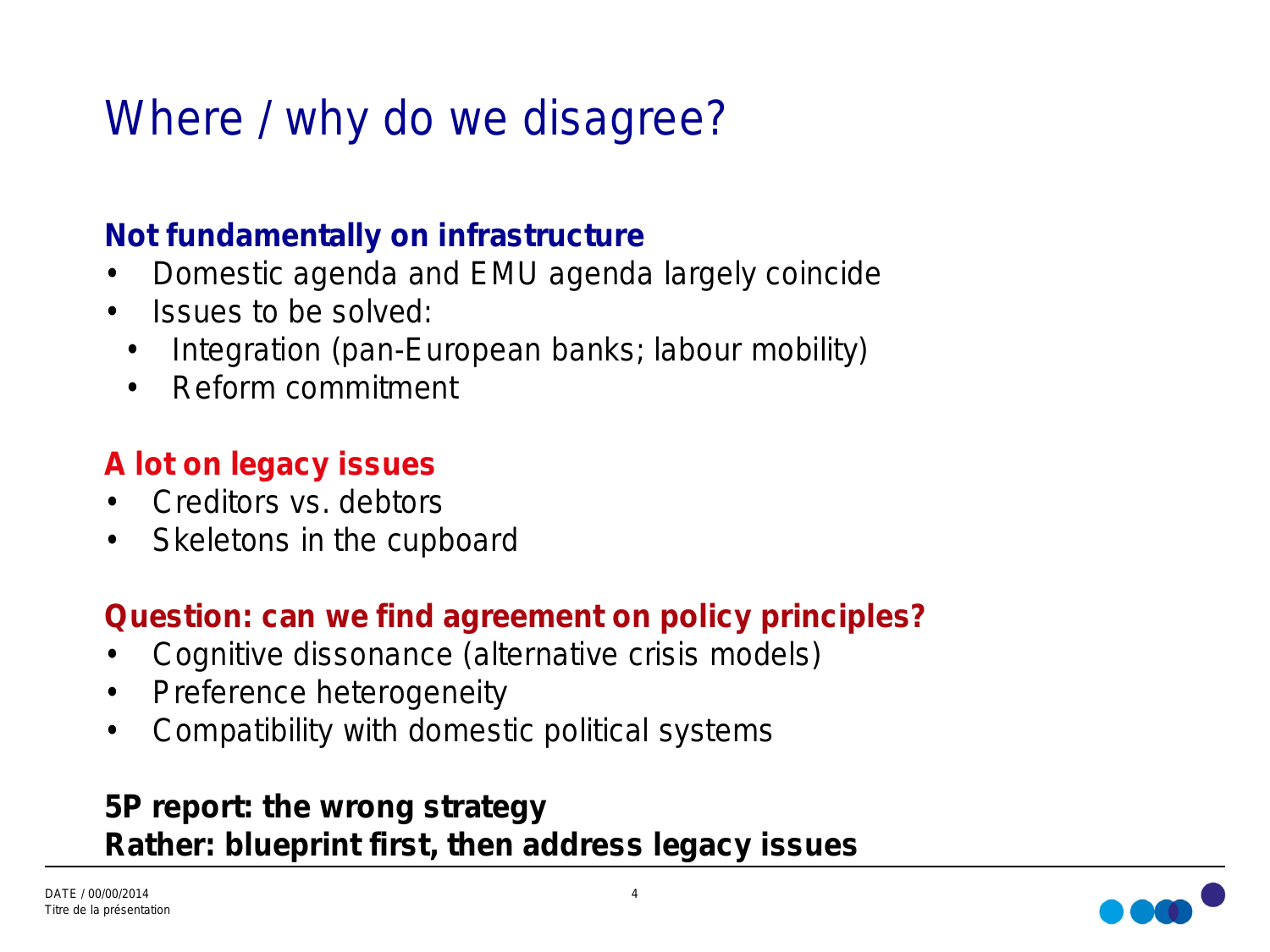# Where / why do we disagree?

**Not fundamentally on infrastructure**

- Domestic agenda and EMU agenda largely coincide
- Issues to be solved:
  - Integration (pan-European banks; labour mobility)
  - Reform commitment

**A lot on legacy issues**

- Creditors vs. debtors
- Skeletons in the cupboard

**Question: can we find agreement on policy principles?**

- Cognitive dissonance (alternative crisis models)
- Preference heterogeneity
- Compatibility with domestic political systems

**5P report: the wrong strategy**
**Rather: blueprint first, then address legacy issues**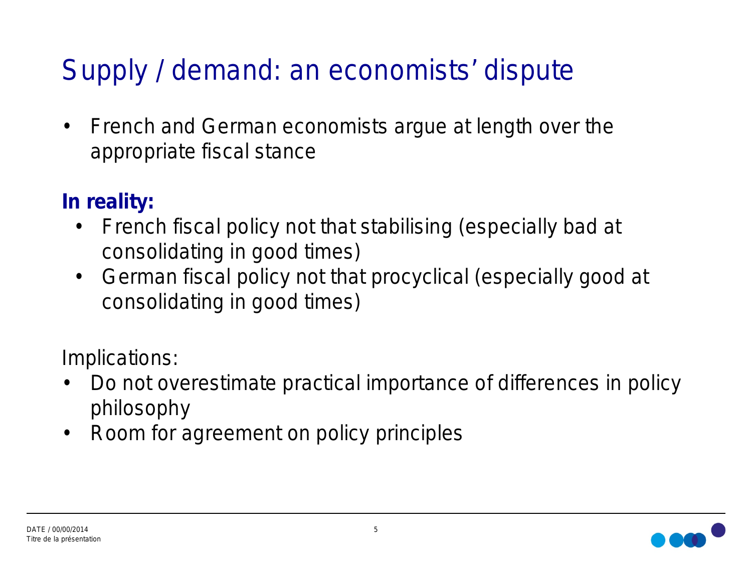# Supply / demand: an economists' dispute

- French and German economists argue at length over the appropriate fiscal stance

**In reality:**

- French fiscal policy not that stabilising (especially bad at consolidating in good times)
- German fiscal policy not that procyclical (especially good at consolidating in good times)

Implications:

- Do not overestimate practical importance of differences in policy philosophy
- Room for agreement on policy principles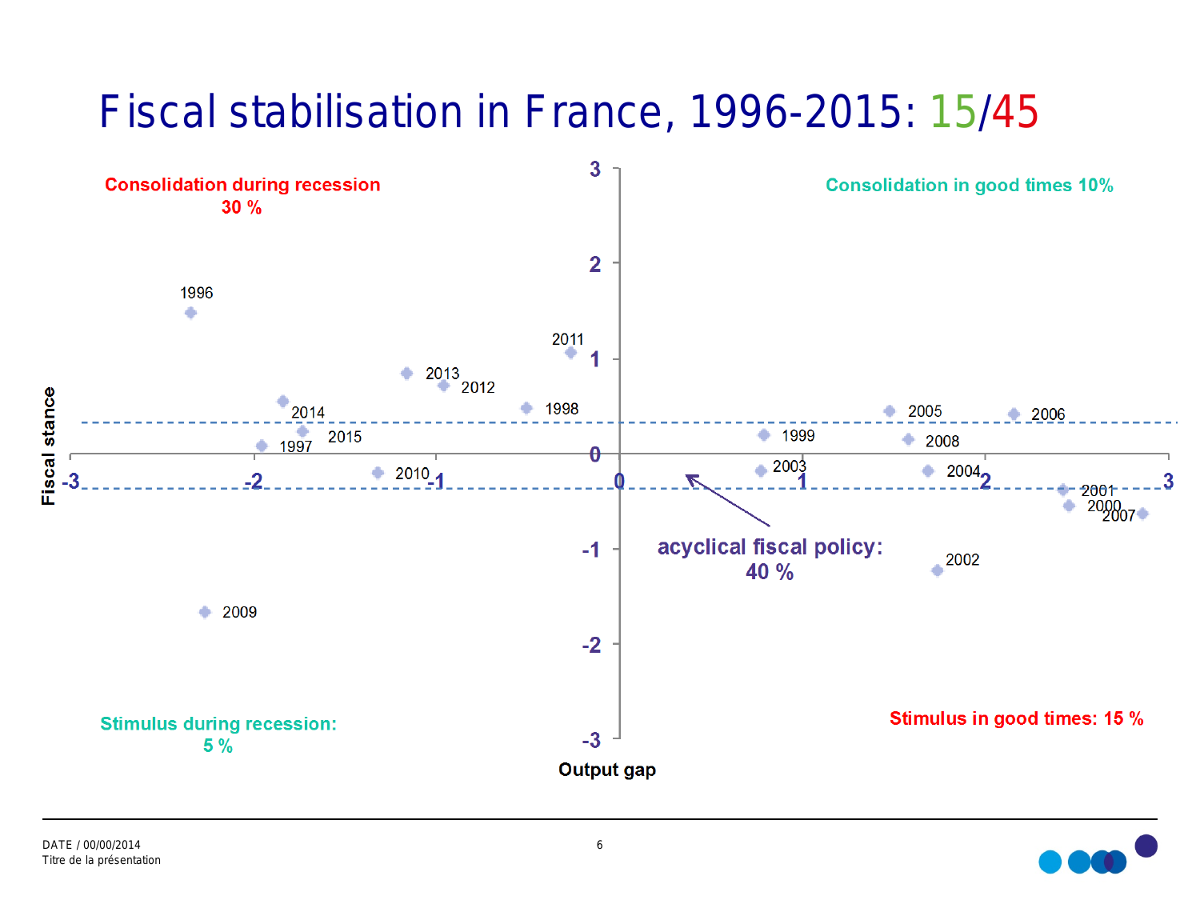# Fisc stabilisation in France, 1996-2015: 15/45

Consolidation during recession
30 %

Consolidation in good times 10%

acyclical fiscal policy:
40 %

Stimulus during recession:
5 %

Stimulus in good times: 15 %

Fiscal stance

Output gap

1996, 2011, 2013, 2012, 1998, 2014, 2015, 1997, 2010, 2009, 1999, 2003, 2005, 2008, 2004, 2006, 2001, 2000, 2007, 2002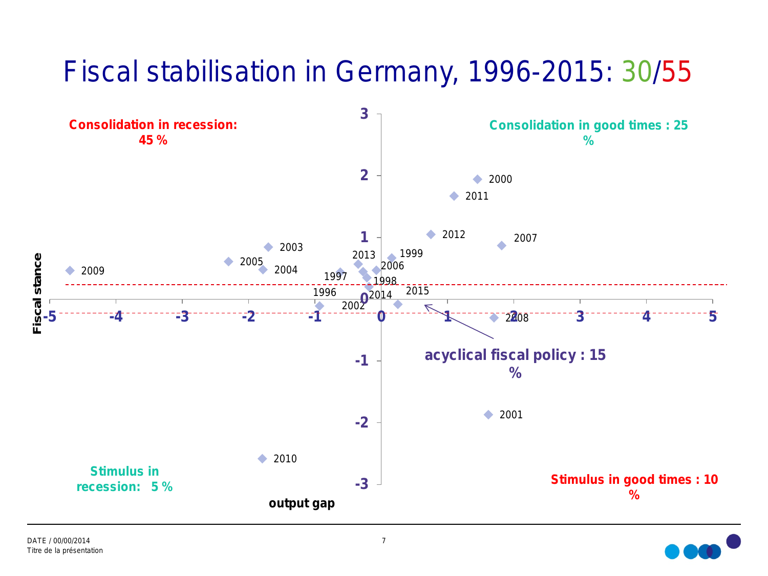# Fiscal stabilisation in Germany, 1996-2015: 30/55

Consolidation in recession: 45 %

Consolidation in good times : 25 %

Stimulus in recession: 5 %

Stimulus in good times : 10 %

acyclical fiscal policy : 15 %

Fiscal stance

output gap

2009, 2005, 2003, 2004, 1997, 1996, 2002, 2013, 2014, 1998, 2006, 1999, 2015, 2012, 2011, 2000, 2007, 2008, 2001, 2010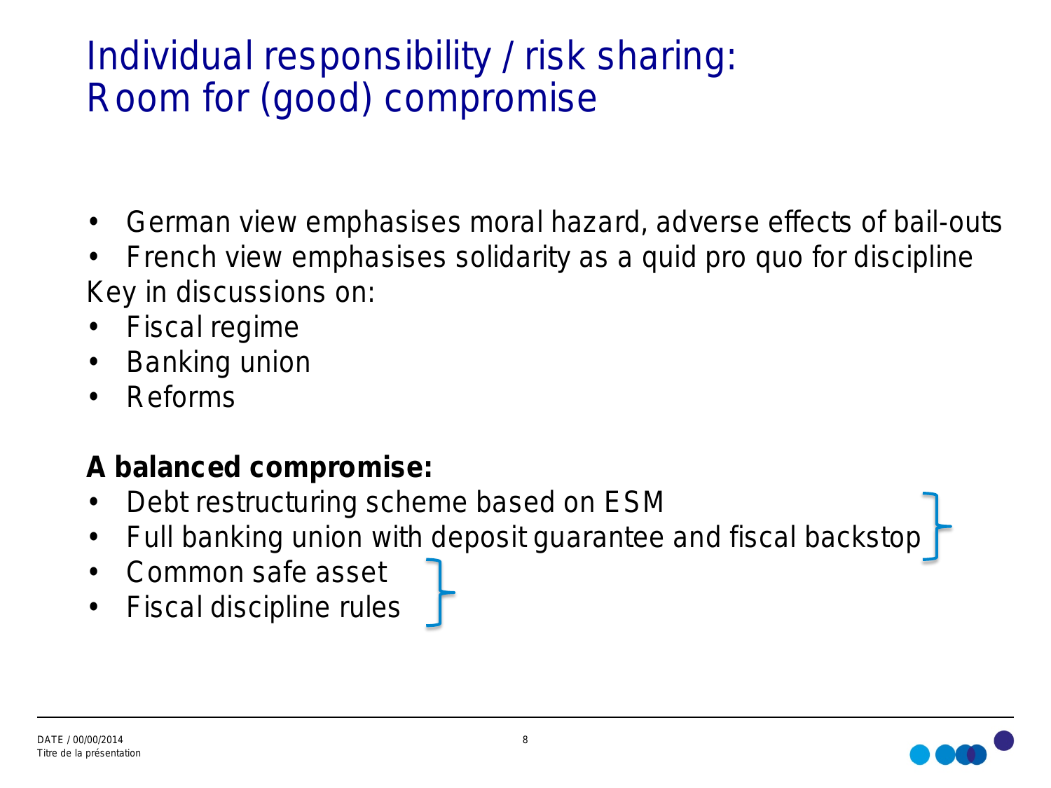# Individual responsibility / risk sharing: Room for (good) compromise

- German view emphasises moral hazard, adverse effects of bail-outs
- French view emphasises solidarity as a quid pro quo for discipline

Key in discussions on:

- Fiscal regime
- Banking union
- Reforms

**A balanced compromise:**

- Debt restructuring scheme based on ESM
- Full banking union with deposit guarantee and fiscal backstop
- Common safe asset
- Fiscal discipline rules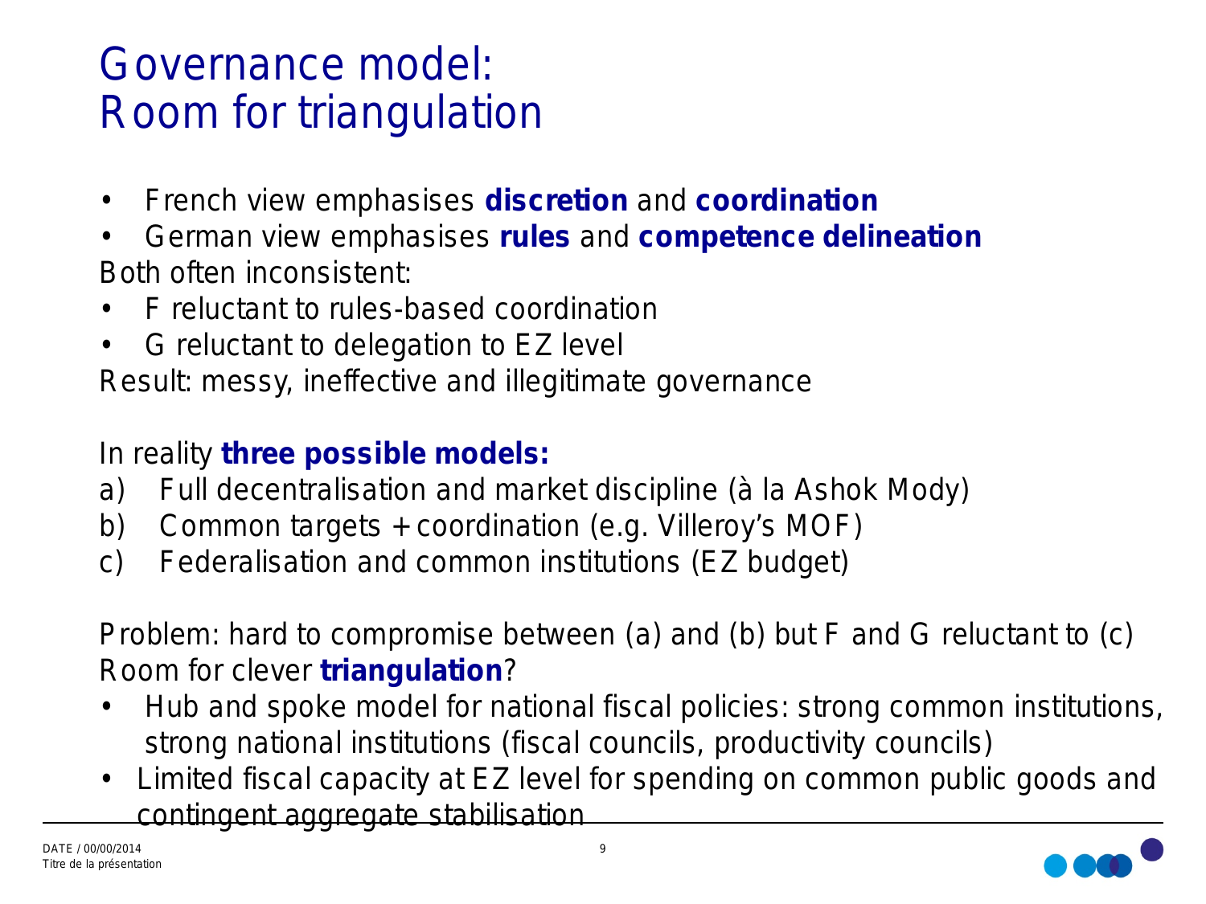# Governance model: Room for triangulation

- French view emphasises **discretion** and **coordination**
- German view emphasises **rules** and **competence delineation**

Both often inconsistent:

- F reluctant to rules-based coordination
- G reluctant to delegation to EZ level

Result: messy, ineffective and illegitimate governance

In reality **three possible models:**

a) Full decentralisation and market discipline (à la Ashok Mody)
b) Common targets + coordination (e.g. Villeroy's MOF)
c) Federalisation and common institutions (EZ budget)

Problem: hard to compromise between (a) and (b) but F and G reluctant to (c)
Room for clever **triangulation**?

- Hub and spoke model for national fiscal policies: strong common institutions, strong national institutions (fiscal councils, productivity councils)
- Limited fiscal capacity at EZ level for spending on common public goods and contingent aggregate stabilisation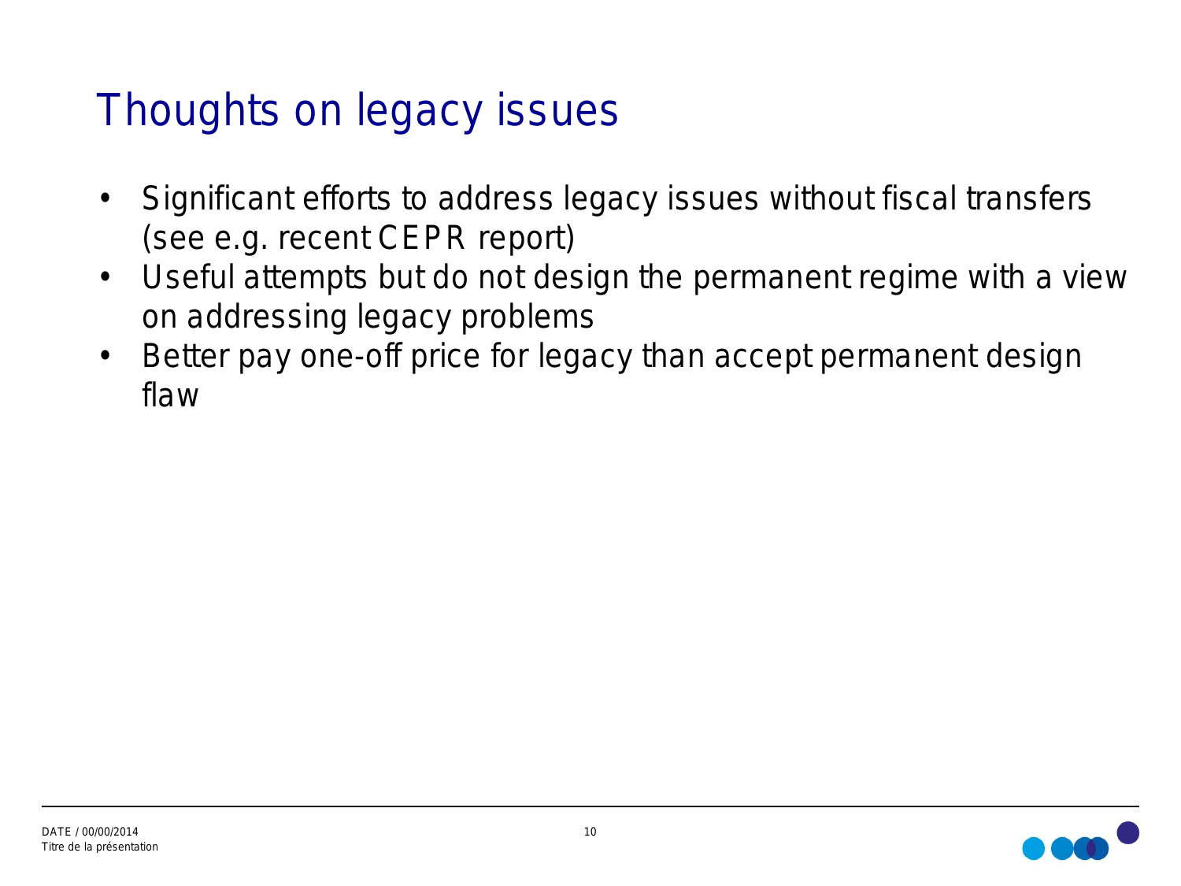# Thoughts on legacy issues

- Significant efforts to address legacy issues without fiscal transfers (see e.g. recent CEPR report)
- Useful attempts but do not design the permanent regime with a view on addressing legacy problems
- Better pay one-off price for legacy than accept permanent design flaw